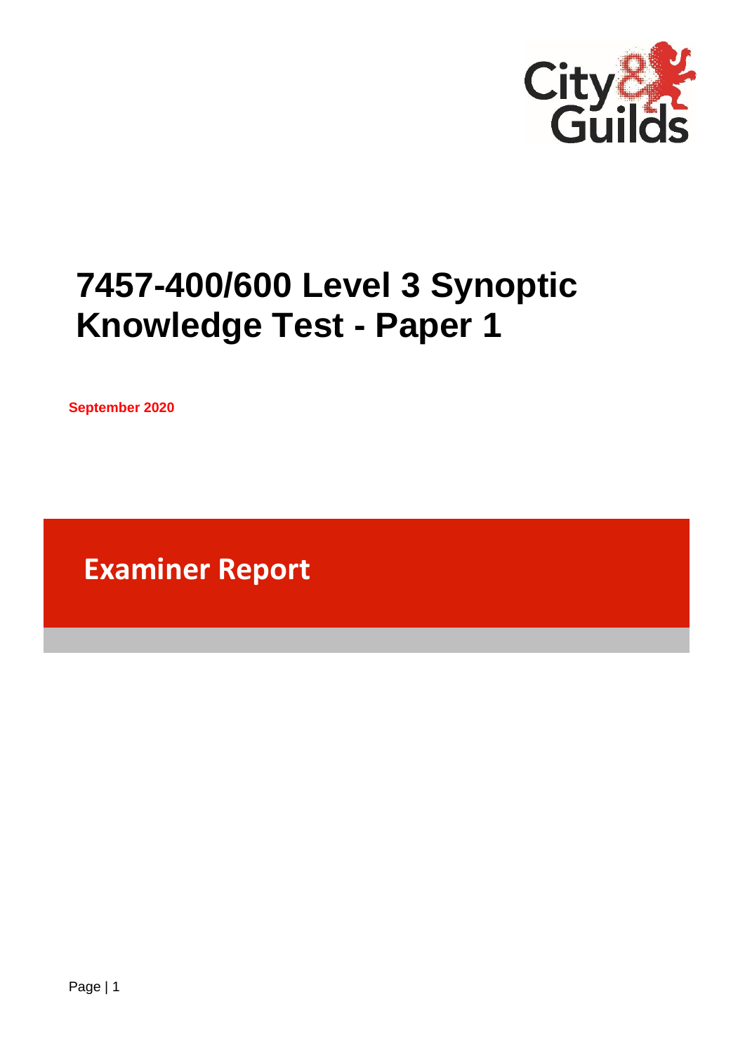# 7457-400/600 Level 3 Synoptic Knowledge Test - Paper 1

**September 2020**

## Examiner Report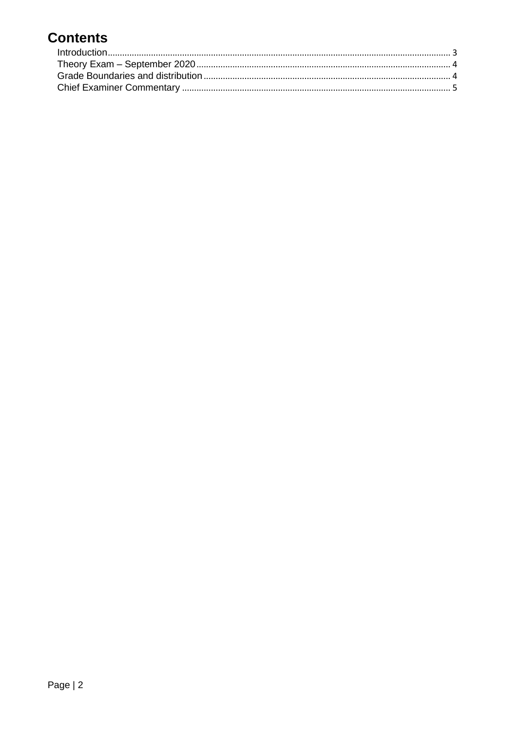# Contents

- Introduction ........ 3
- Theory Exam – September 2020 ........ 4
- Grade Boundaries and distribution ........ 4
- Chief Examiner Commentary ........ 5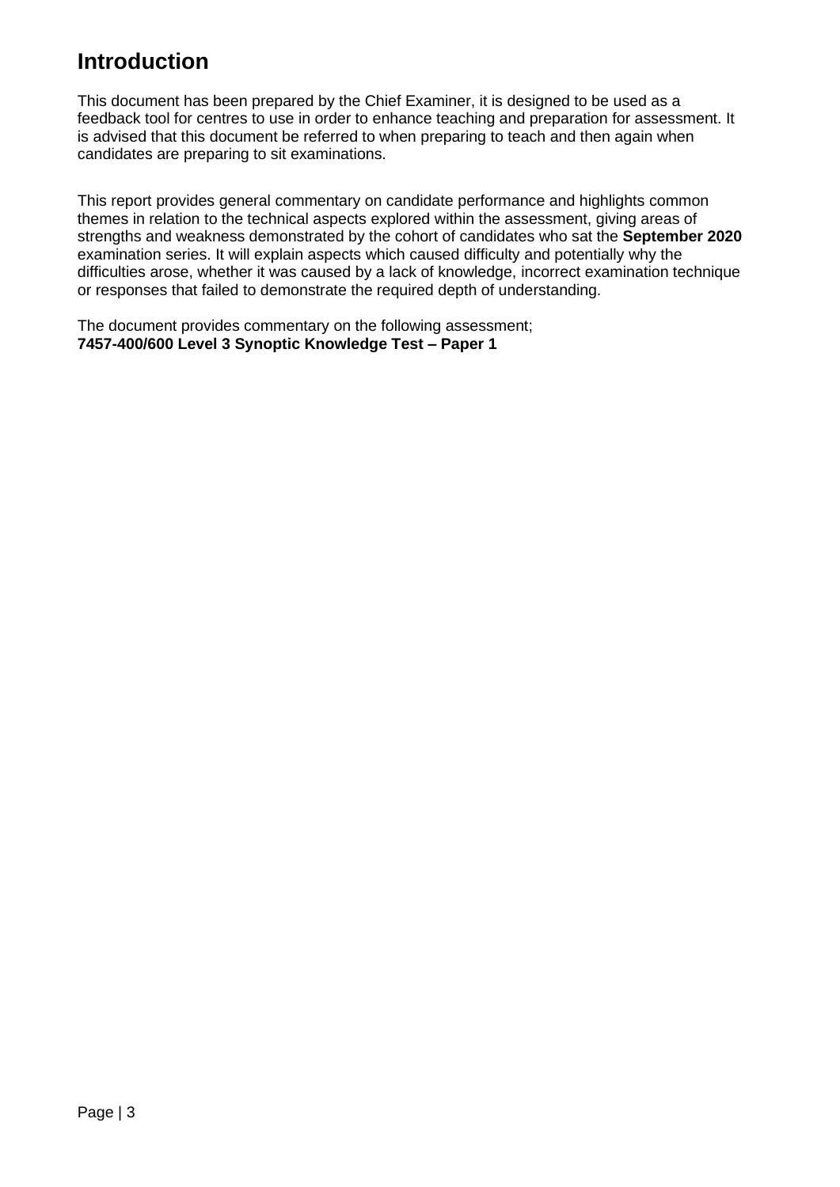# Introduction

This document has been prepared by the Chief Examiner, it is designed to be used as a feedback tool for centres to use in order to enhance teaching and preparation for assessment. It is advised that this document be referred to when preparing to teach and then again when candidates are preparing to sit examinations.

This report provides general commentary on candidate performance and highlights common themes in relation to the technical aspects explored within the assessment, giving areas of strengths and weakness demonstrated by the cohort of candidates who sat the **September 2020** examination series. It will explain aspects which caused difficulty and potentially why the difficulties arose, whether it was caused by a lack of knowledge, incorrect examination technique or responses that failed to demonstrate the required depth of understanding.

The document provides commentary on the following assessment;
**7457-400/600 Level 3 Synoptic Knowledge Test – Paper 1**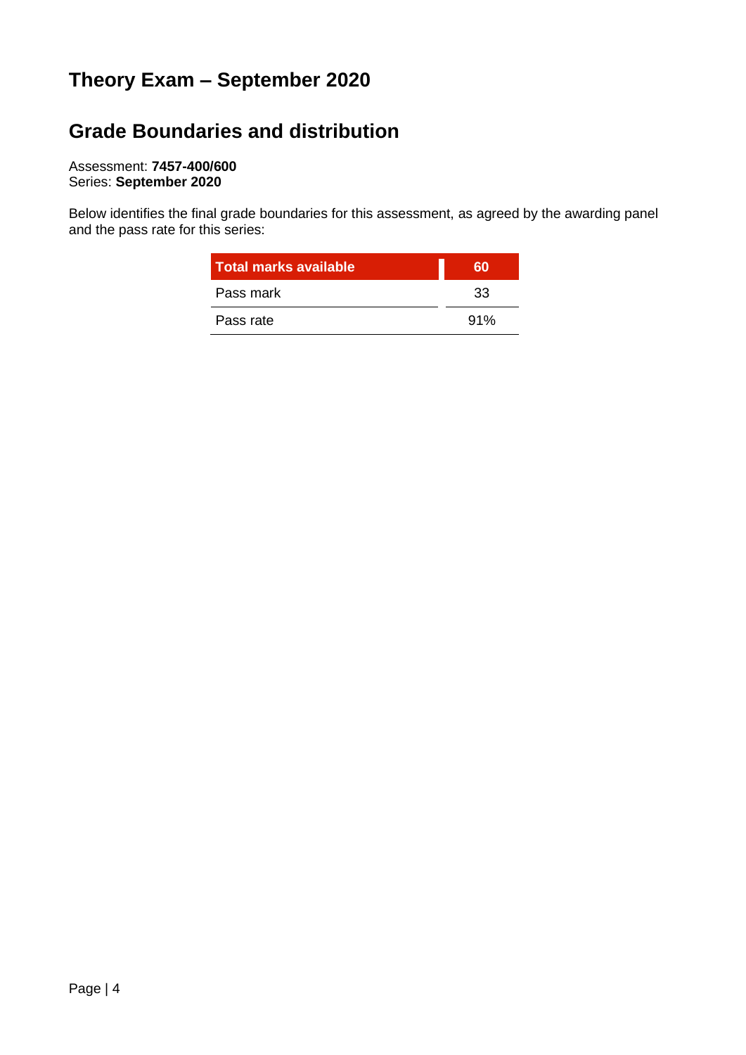# Theory Exam – September 2020

## Grade Boundaries and distribution

Assessment: **7457-400/600**
Series: **September 2020**

Below identifies the final grade boundaries for this assessment, as agreed by the awarding panel and the pass rate for this series:

| Total marks available | 60 |
|---|---|
| Pass mark | 33 |
| Pass rate | 91% |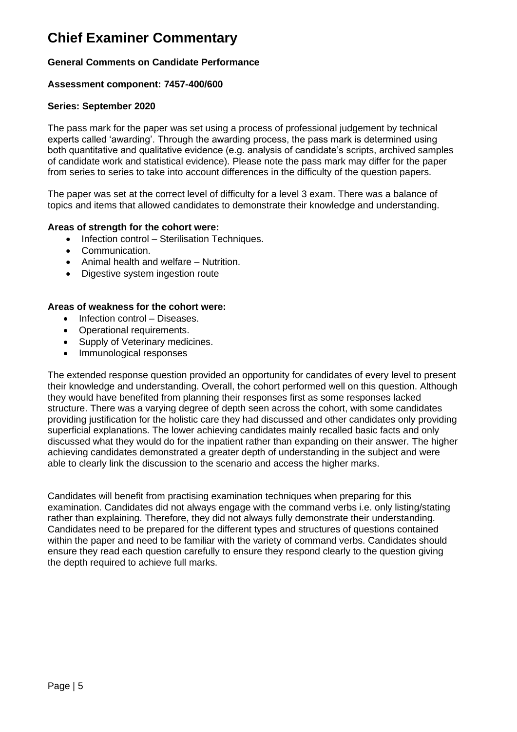# Chief Examiner Commentary

**General Comments on Candidate Performance**

**Assessment component: 7457-400/600**

**Series: September 2020**

The pass mark for the paper was set using a process of professional judgement by technical experts called 'awarding'. Through the awarding process, the pass mark is determined using both quantitative and qualitative evidence (e.g. analysis of candidate's scripts, archived samples of candidate work and statistical evidence). Please note the pass mark may differ for the paper from series to series to take into account differences in the difficulty of the question papers.

The paper was set at the correct level of difficulty for a level 3 exam. There was a balance of topics and items that allowed candidates to demonstrate their knowledge and understanding.

**Areas of strength for the cohort were:**

- Infection control – Sterilisation Techniques.
- Communication.
- Animal health and welfare – Nutrition.
- Digestive system ingestion route

**Areas of weakness for the cohort were:**

- Infection control – Diseases.
- Operational requirements.
- Supply of Veterinary medicines.
- Immunological responses

The extended response question provided an opportunity for candidates of every level to present their knowledge and understanding. Overall, the cohort performed well on this question. Although they would have benefited from planning their responses first as some responses lacked structure. There was a varying degree of depth seen across the cohort, with some candidates providing justification for the holistic care they had discussed and other candidates only providing superficial explanations. The lower achieving candidates mainly recalled basic facts and only discussed what they would do for the inpatient rather than expanding on their answer. The higher achieving candidates demonstrated a greater depth of understanding in the subject and were able to clearly link the discussion to the scenario and access the higher marks.

Candidates will benefit from practising examination techniques when preparing for this examination. Candidates did not always engage with the command verbs i.e. only listing/stating rather than explaining. Therefore, they did not always fully demonstrate their understanding. Candidates need to be prepared for the different types and structures of questions contained within the paper and need to be familiar with the variety of command verbs. Candidates should ensure they read each question carefully to ensure they respond clearly to the question giving the depth required to achieve full marks.